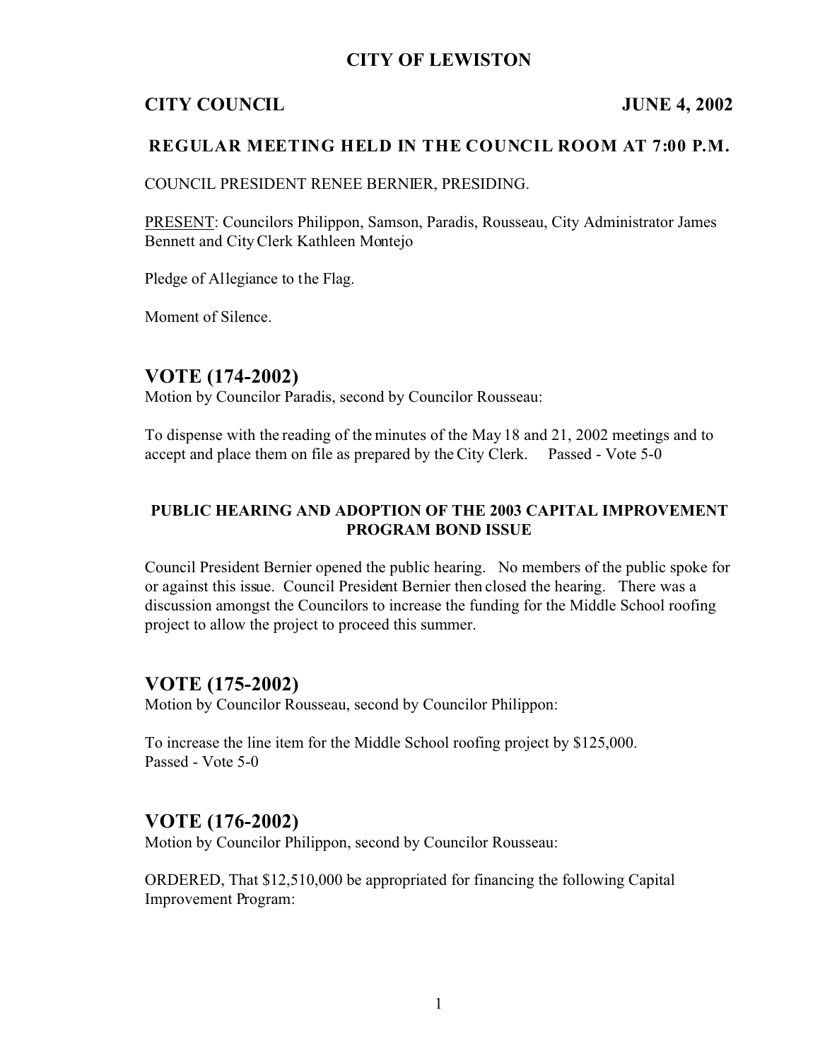# CITY OF LEWISTON

## CITY COUNCIL JUNE 4, 2002

### REGULAR MEETING HELD IN THE COUNCIL ROOM AT 7:00 P.M.

COUNCIL PRESIDENT RENEE BERNIER, PRESIDING.

PRESENT: Councilors Philippon, Samson, Paradis, Rousseau, City Administrator James Bennett and City Clerk Kathleen Montejo

Pledge of Allegiance to the Flag.

Moment of Silence.

## VOTE (174-2002)

Motion by Councilor Paradis, second by Councilor Rousseau:

To dispense with the reading of the minutes of the May 18 and 21, 2002 meetings and to accept and place them on file as prepared by the City Clerk. Passed - Vote 5-0

### PUBLIC HEARING AND ADOPTION OF THE 2003 CAPITAL IMPROVEMENT PROGRAM BOND ISSUE

Council President Bernier opened the public hearing. No members of the public spoke for or against this issue. Council President Bernier then closed the hearing. There was a discussion amongst the Councilors to increase the funding for the Middle School roofing project to allow the project to proceed this summer.

## VOTE (175-2002)

Motion by Councilor Rousseau, second by Councilor Philippon:

To increase the line item for the Middle School roofing project by $125,000.
Passed - Vote 5-0

## VOTE (176-2002)

Motion by Councilor Philippon, second by Councilor Rousseau:

ORDERED, That $12,510,000 be appropriated for financing the following Capital Improvement Program: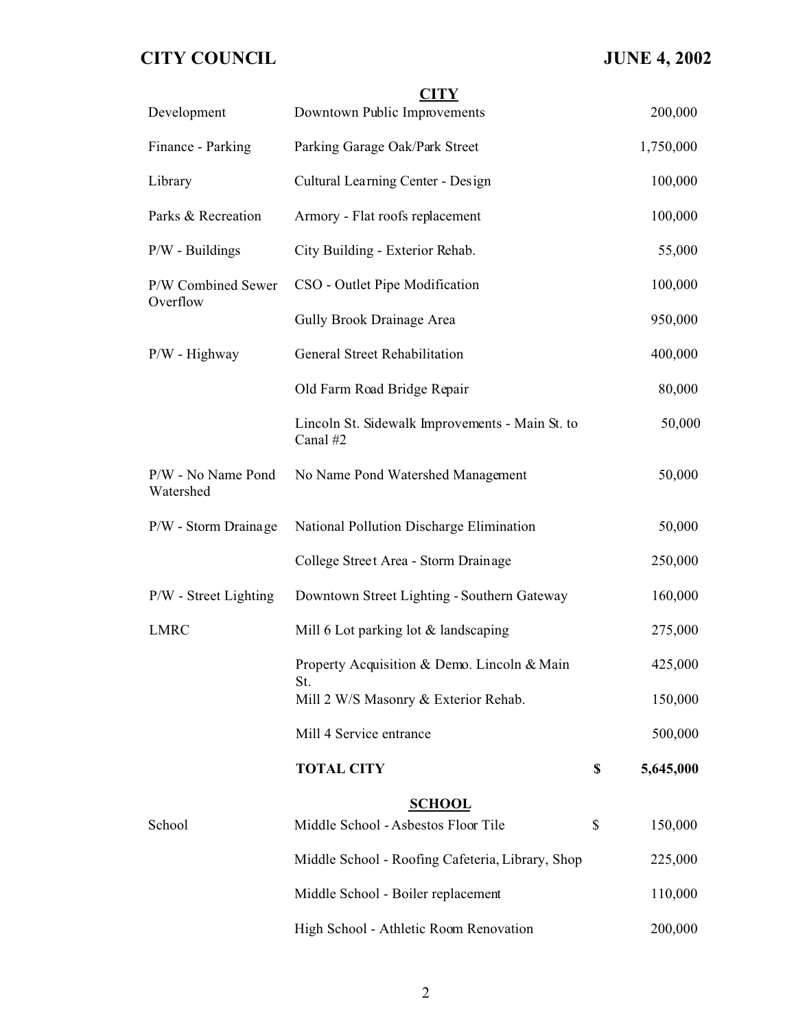**CITY**

| Department | Project | | Amount |
|---|---|---|---|
| Development | Downtown Public Improvements | | 200,000 |
| Finance - Parking | Parking Garage Oak/Park Street | | 1,750,000 |
| Library | Cultural Learning Center - Design | | 100,000 |
| Parks & Recreation | Armory - Flat roofs replacement | | 100,000 |
| P/W - Buildings | City Building - Exterior Rehab. | | 55,000 |
| P/W Combined Sewer Overflow | CSO - Outlet Pipe Modification | | 100,000 |
| | Gully Brook Drainage Area | | 950,000 |
| P/W - Highway | General Street Rehabilitation | | 400,000 |
| | Old Farm Road Bridge Repair | | 80,000 |
| | Lincoln St. Sidewalk Improvements - Main St. to Canal #2 | | 50,000 |
| P/W - No Name Pond Watershed | No Name Pond Watershed Management | | 50,000 |
| P/W - Storm Drainage | National Pollution Discharge Elimination | | 50,000 |
| | College Street Area - Storm Drainage | | 250,000 |
| P/W - Street Lighting | Downtown Street Lighting - Southern Gateway | | 160,000 |
| LMRC | Mill 6 Lot parking lot & landscaping | | 275,000 |
| | Property Acquisition & Demo. Lincoln & Main St. | | 425,000 |
| | Mill 2 W/S Masonry & Exterior Rehab. | | 150,000 |
| | Mill 4 Service entrance | | 500,000 |
| | **TOTAL CITY** | **$** | **5,645,000** |

**SCHOOL**

| Department | Project | | Amount |
|---|---|---|---|
| School | Middle School - Asbestos Floor Tile | $ | 150,000 |
| | Middle School - Roofing Cafeteria, Library, Shop | | 225,000 |
| | Middle School - Boiler replacement | | 110,000 |
| | High School - Athletic Room Renovation | | 200,000 |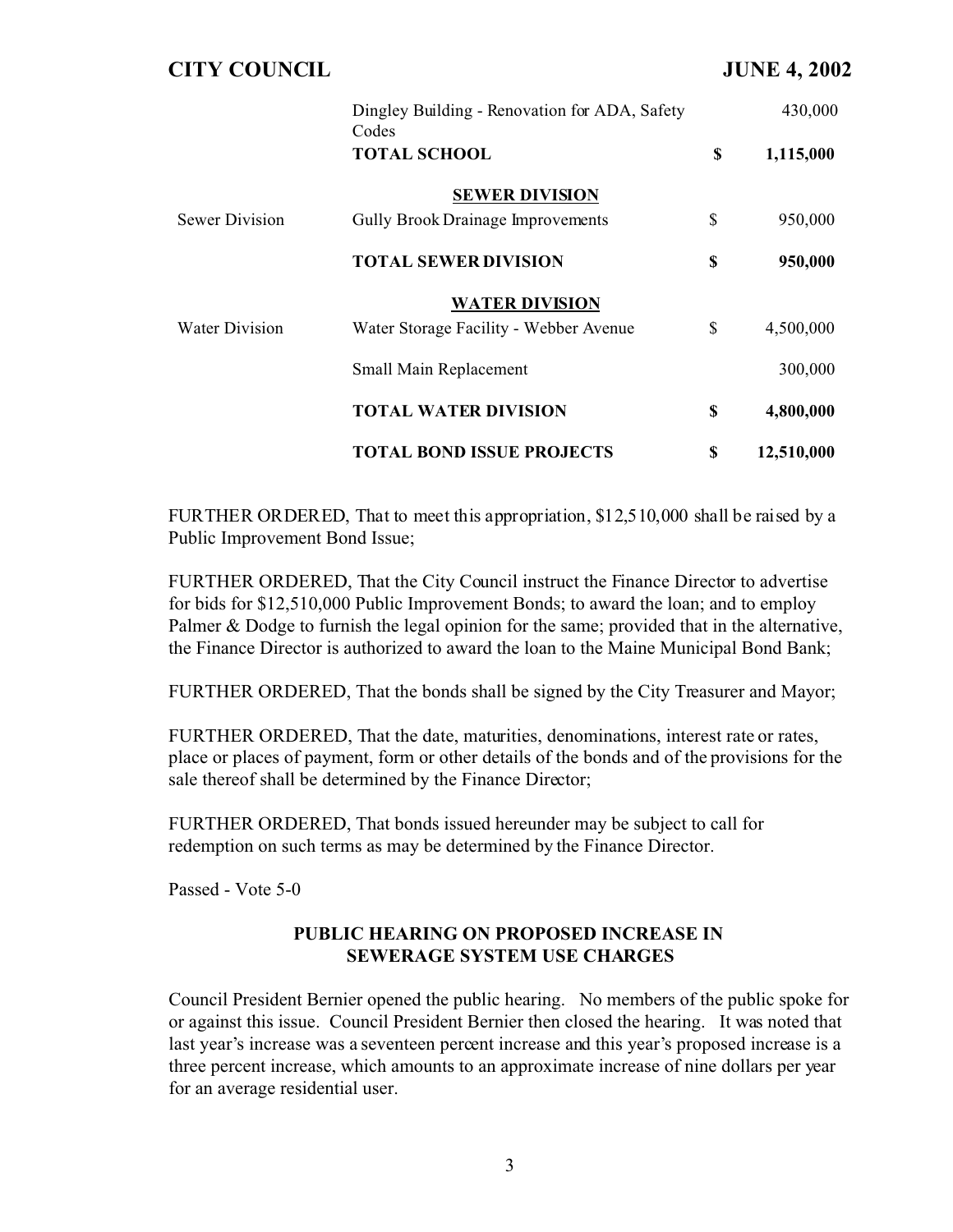| | | | |
|---|---|---|---|
| | Dingley Building - Renovation for ADA, Safety Codes | | 430,000 |
| | **TOTAL SCHOOL** | **$** | **1,115,000** |
| | **SEWER DIVISION** | | |
| Sewer Division | Gully Brook Drainage Improvements | $ | 950,000 |
| | **TOTAL SEWER DIVISION** | **$** | **950,000** |
| | **WATER DIVISION** | | |
| Water Division | Water Storage Facility - Webber Avenue | $ | 4,500,000 |
| | Small Main Replacement | | 300,000 |
| | **TOTAL WATER DIVISION** | **$** | **4,800,000** |
| | **TOTAL BOND ISSUE PROJECTS** | **$** | **12,510,000** |

FURTHER ORDERED, That to meet this appropriation, $12,510,000 shall be raised by a Public Improvement Bond Issue;

FURTHER ORDERED, That the City Council instruct the Finance Director to advertise for bids for $12,510,000 Public Improvement Bonds; to award the loan; and to employ Palmer & Dodge to furnish the legal opinion for the same; provided that in the alternative, the Finance Director is authorized to award the loan to the Maine Municipal Bond Bank;

FURTHER ORDERED, That the bonds shall be signed by the City Treasurer and Mayor;

FURTHER ORDERED, That the date, maturities, denominations, interest rate or rates, place or places of payment, form or other details of the bonds and of the provisions for the sale thereof shall be determined by the Finance Director;

FURTHER ORDERED, That bonds issued hereunder may be subject to call for redemption on such terms as may be determined by the Finance Director.

Passed - Vote 5-0

## PUBLIC HEARING ON PROPOSED INCREASE IN SEWERAGE SYSTEM USE CHARGES

Council President Bernier opened the public hearing. No members of the public spoke for or against this issue. Council President Bernier then closed the hearing. It was noted that last year's increase was a seventeen percent increase and this year's proposed increase is a three percent increase, which amounts to an approximate increase of nine dollars per year for an average residential user.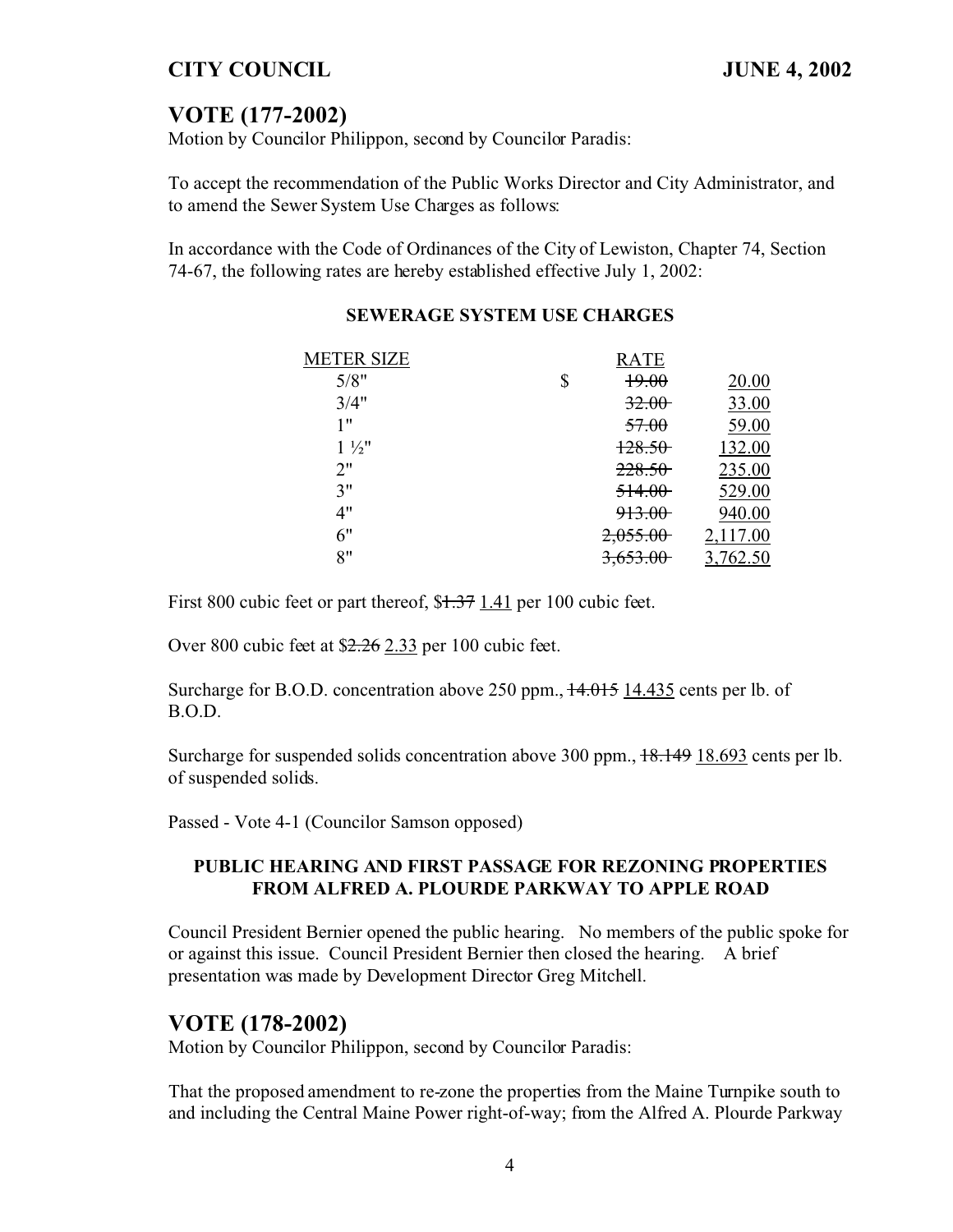## VOTE (177-2002)

Motion by Councilor Philippon, second by Councilor Paradis:

To accept the recommendation of the Public Works Director and City Administrator, and to amend the Sewer System Use Charges as follows:

In accordance with the Code of Ordinances of the City of Lewiston, Chapter 74, Section 74-67, the following rates are hereby established effective July 1, 2002:

**SEWERAGE SYSTEM USE CHARGES**

| METER SIZE | RATE | |
|---|---|---|
| 5/8" | $ ~~19.00~~ | 20.00 |
| 3/4" | ~~32.00~~ | 33.00 |
| 1" | ~~57.00~~ | 59.00 |
| 1 ½" | ~~128.50~~ | 132.00 |
| 2" | ~~228.50~~ | 235.00 |
| 3" | ~~514.00~~ | 529.00 |
| 4" | ~~913.00~~ | 940.00 |
| 6" | ~~2,055.00~~ | 2,117.00 |
| 8" | ~~3,653.00~~ | 3,762.50 |

First 800 cubic feet or part thereof, $~~1.37~~ 1.41 per 100 cubic feet.

Over 800 cubic feet at $~~2.26~~ 2.33 per 100 cubic feet.

Surcharge for B.O.D. concentration above 250 ppm., ~~14.015~~ 14.435 cents per lb. of B.O.D.

Surcharge for suspended solids concentration above 300 ppm., ~~18.149~~ 18.693 cents per lb. of suspended solids.

Passed - Vote 4-1 (Councilor Samson opposed)

### PUBLIC HEARING AND FIRST PASSAGE FOR REZONING PROPERTIES FROM ALFRED A. PLOURDE PARKWAY TO APPLE ROAD

Council President Bernier opened the public hearing. No members of the public spoke for or against this issue. Council President Bernier then closed the hearing. A brief presentation was made by Development Director Greg Mitchell.

## VOTE (178-2002)

Motion by Councilor Philippon, second by Councilor Paradis:

That the proposed amendment to re-zone the properties from the Maine Turnpike south to and including the Central Maine Power right-of-way; from the Alfred A. Plourde Parkway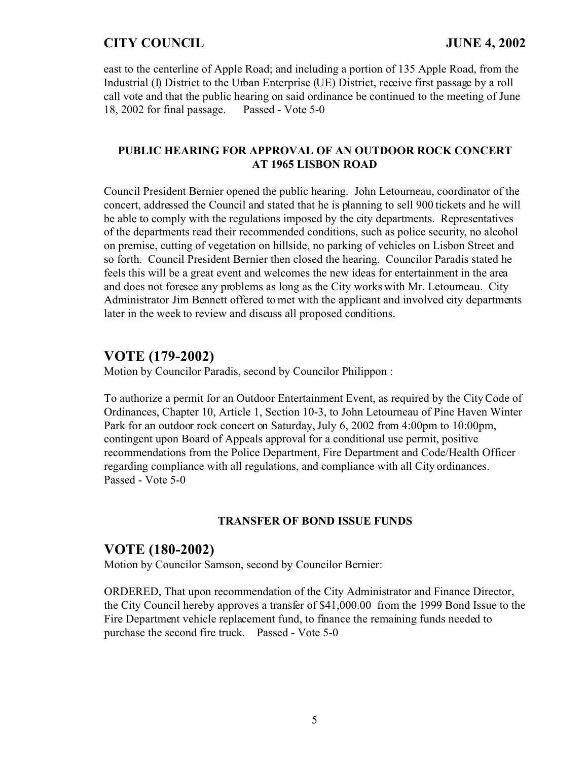east to the centerline of Apple Road; and including a portion of 135 Apple Road, from the Industrial (I) District to the Urban Enterprise (UE) District, receive first passage by a roll call vote and that the public hearing on said ordinance be continued to the meeting of June 18, 2002 for final passage. Passed - Vote 5-0

### PUBLIC HEARING FOR APPROVAL OF AN OUTDOOR ROCK CONCERT AT 1965 LISBON ROAD

Council President Bernier opened the public hearing. John Letourneau, coordinator of the concert, addressed the Council and stated that he is planning to sell 900 tickets and he will be able to comply with the regulations imposed by the city departments. Representatives of the departments read their recommended conditions, such as police security, no alcohol on premise, cutting of vegetation on hillside, no parking of vehicles on Lisbon Street and so forth. Council President Bernier then closed the hearing. Councilor Paradis stated he feels this will be a great event and welcomes the new ideas for entertainment in the area and does not foresee any problems as long as the City works with Mr. Letourneau. City Administrator Jim Bennett offered to met with the applicant and involved city departments later in the week to review and discuss all proposed conditions.

## VOTE (179-2002)

Motion by Councilor Paradis, second by Councilor Philippon :

To authorize a permit for an Outdoor Entertainment Event, as required by the City Code of Ordinances, Chapter 10, Article 1, Section 10-3, to John Letourneau of Pine Haven Winter Park for an outdoor rock concert on Saturday, July 6, 2002 from 4:00pm to 10:00pm, contingent upon Board of Appeals approval for a conditional use permit, positive recommendations from the Police Department, Fire Department and Code/Health Officer regarding compliance with all regulations, and compliance with all City ordinances. Passed - Vote 5-0

### TRANSFER OF BOND ISSUE FUNDS

## VOTE (180-2002)

Motion by Councilor Samson, second by Councilor Bernier:

ORDERED, That upon recommendation of the City Administrator and Finance Director, the City Council hereby approves a transfer of $41,000.00 from the 1999 Bond Issue to the Fire Department vehicle replacement fund, to finance the remaining funds needed to purchase the second fire truck. Passed - Vote 5-0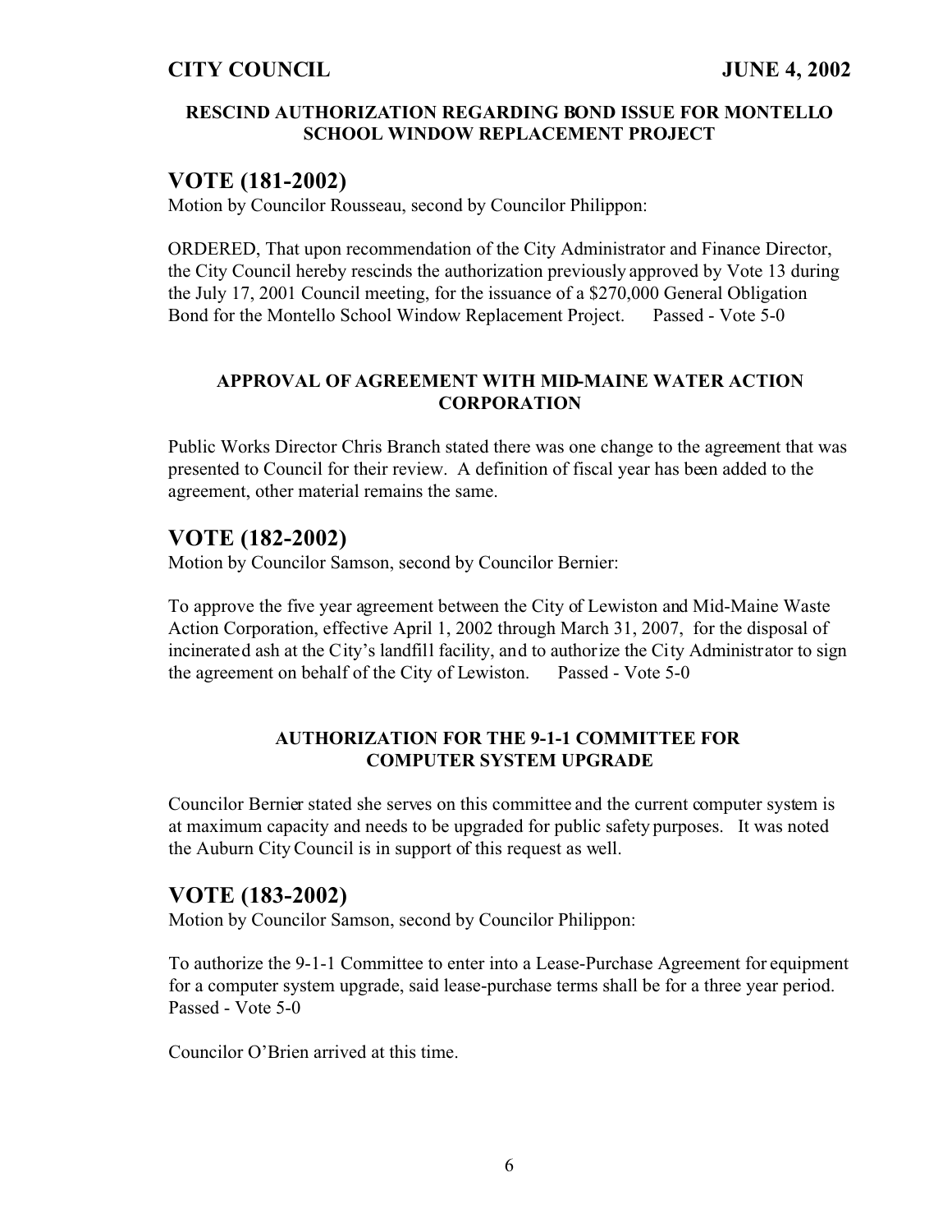### RESCIND AUTHORIZATION REGARDING BOND ISSUE FOR MONTELLO SCHOOL WINDOW REPLACEMENT PROJECT

## VOTE (181-2002)

Motion by Councilor Rousseau, second by Councilor Philippon:

ORDERED, That upon recommendation of the City Administrator and Finance Director, the City Council hereby rescinds the authorization previously approved by Vote 13 during the July 17, 2001 Council meeting, for the issuance of a $270,000 General Obligation Bond for the Montello School Window Replacement Project. Passed - Vote 5-0

### APPROVAL OF AGREEMENT WITH MID-MAINE WATER ACTION CORPORATION

Public Works Director Chris Branch stated there was one change to the agreement that was presented to Council for their review. A definition of fiscal year has been added to the agreement, other material remains the same.

## VOTE (182-2002)

Motion by Councilor Samson, second by Councilor Bernier:

To approve the five year agreement between the City of Lewiston and Mid-Maine Waste Action Corporation, effective April 1, 2002 through March 31, 2007, for the disposal of incinerated ash at the City's landfill facility, and to authorize the City Administrator to sign the agreement on behalf of the City of Lewiston. Passed - Vote 5-0

### AUTHORIZATION FOR THE 9-1-1 COMMITTEE FOR COMPUTER SYSTEM UPGRADE

Councilor Bernier stated she serves on this committee and the current computer system is at maximum capacity and needs to be upgraded for public safety purposes. It was noted the Auburn City Council is in support of this request as well.

## VOTE (183-2002)

Motion by Councilor Samson, second by Councilor Philippon:

To authorize the 9-1-1 Committee to enter into a Lease-Purchase Agreement for equipment for a computer system upgrade, said lease-purchase terms shall be for a three year period. Passed - Vote 5-0

Councilor O'Brien arrived at this time.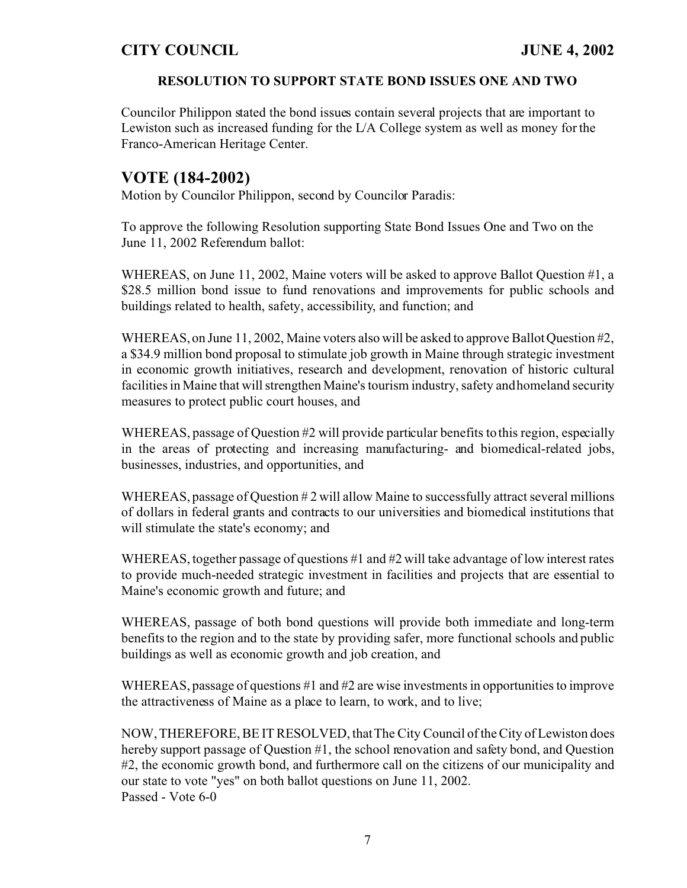### RESOLUTION TO SUPPORT STATE BOND ISSUES ONE AND TWO

Councilor Philippon stated the bond issues contain several projects that are important to Lewiston such as increased funding for the L/A College system as well as money for the Franco-American Heritage Center.

## VOTE (184-2002)

Motion by Councilor Philippon, second by Councilor Paradis:

To approve the following Resolution supporting State Bond Issues One and Two on the June 11, 2002 Referendum ballot:

WHEREAS, on June 11, 2002, Maine voters will be asked to approve Ballot Question #1, a $28.5 million bond issue to fund renovations and improvements for public schools and buildings related to health, safety, accessibility, and function; and

WHEREAS, on June 11, 2002, Maine voters also will be asked to approve Ballot Question #2, a $34.9 million bond proposal to stimulate job growth in Maine through strategic investment in economic growth initiatives, research and development, renovation of historic cultural facilities in Maine that will strengthen Maine's tourism industry, safety and homeland security measures to protect public court houses, and

WHEREAS, passage of Question #2 will provide particular benefits to this region, especially in the areas of protecting and increasing manufacturing- and biomedical-related jobs, businesses, industries, and opportunities, and

WHEREAS, passage of Question # 2 will allow Maine to successfully attract several millions of dollars in federal grants and contracts to our universities and biomedical institutions that will stimulate the state's economy; and

WHEREAS, together passage of questions #1 and #2 will take advantage of low interest rates to provide much-needed strategic investment in facilities and projects that are essential to Maine's economic growth and future; and

WHEREAS, passage of both bond questions will provide both immediate and long-term benefits to the region and to the state by providing safer, more functional schools and public buildings as well as economic growth and job creation, and

WHEREAS, passage of questions #1 and #2 are wise investments in opportunities to improve the attractiveness of Maine as a place to learn, to work, and to live;

NOW, THEREFORE, BE IT RESOLVED, that The City Council of the City of Lewiston does hereby support passage of Question #1, the school renovation and safety bond, and Question #2, the economic growth bond, and furthermore call on the citizens of our municipality and our state to vote "yes" on both ballot questions on June 11, 2002.
Passed - Vote 6-0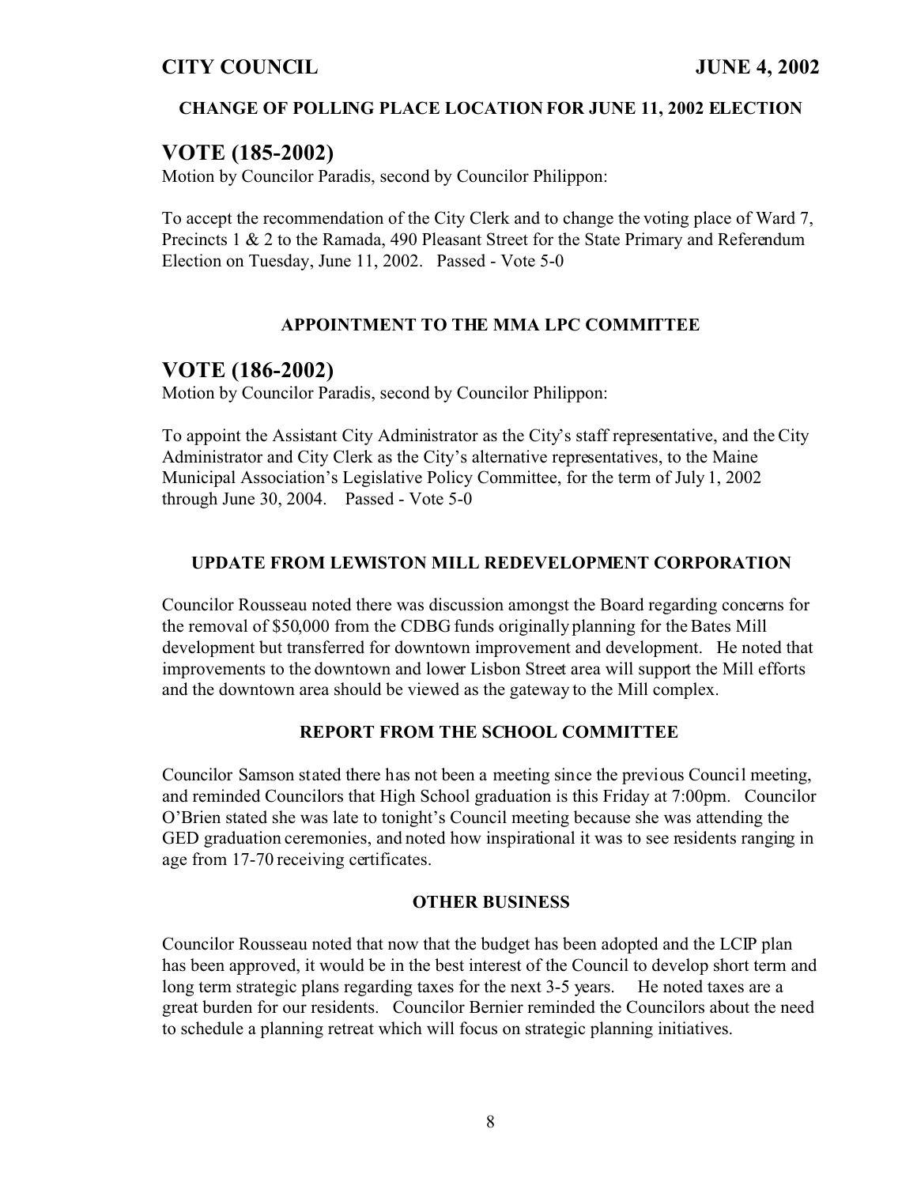**CHANGE OF POLLING PLACE LOCATION FOR JUNE 11, 2002 ELECTION**

## VOTE (185-2002)

Motion by Councilor Paradis, second by Councilor Philippon:

To accept the recommendation of the City Clerk and to change the voting place of Ward 7, Precincts 1 & 2 to the Ramada, 490 Pleasant Street for the State Primary and Referendum Election on Tuesday, June 11, 2002. Passed - Vote 5-0

**APPOINTMENT TO THE MMA LPC COMMITTEE**

## VOTE (186-2002)

Motion by Councilor Paradis, second by Councilor Philippon:

To appoint the Assistant City Administrator as the City's staff representative, and the City Administrator and City Clerk as the City's alternative representatives, to the Maine Municipal Association's Legislative Policy Committee, for the term of July 1, 2002 through June 30, 2004. Passed - Vote 5-0

**UPDATE FROM LEWISTON MILL REDEVELOPMENT CORPORATION**

Councilor Rousseau noted there was discussion amongst the Board regarding concerns for the removal of $50,000 from the CDBG funds originally planning for the Bates Mill development but transferred for downtown improvement and development. He noted that improvements to the downtown and lower Lisbon Street area will support the Mill efforts and the downtown area should be viewed as the gateway to the Mill complex.

**REPORT FROM THE SCHOOL COMMITTEE**

Councilor Samson stated there has not been a meeting since the previous Council meeting, and reminded Councilors that High School graduation is this Friday at 7:00pm. Councilor O'Brien stated she was late to tonight's Council meeting because she was attending the GED graduation ceremonies, and noted how inspirational it was to see residents ranging in age from 17-70 receiving certificates.

**OTHER BUSINESS**

Councilor Rousseau noted that now that the budget has been adopted and the LCIP plan has been approved, it would be in the best interest of the Council to develop short term and long term strategic plans regarding taxes for the next 3-5 years. He noted taxes are a great burden for our residents. Councilor Bernier reminded the Councilors about the need to schedule a planning retreat which will focus on strategic planning initiatives.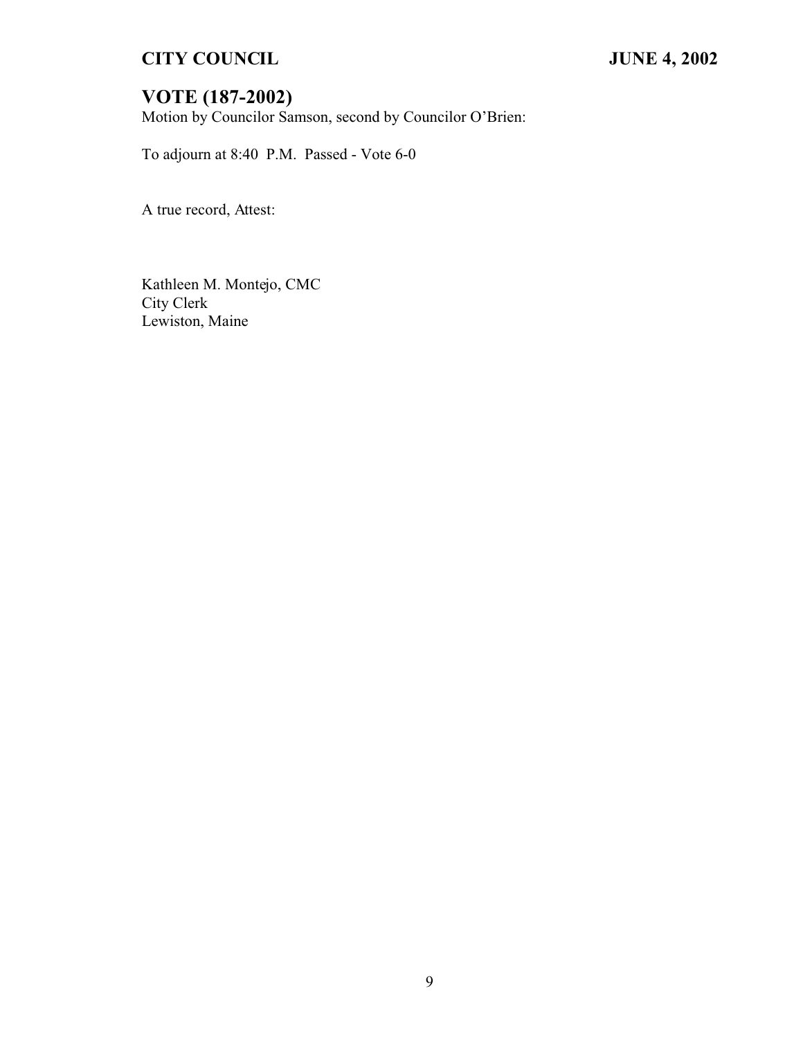## VOTE (187-2002)

Motion by Councilor Samson, second by Councilor O'Brien:

To adjourn at 8:40 P.M. Passed - Vote 6-0

A true record, Attest:

Kathleen M. Montejo, CMC
City Clerk
Lewiston, Maine